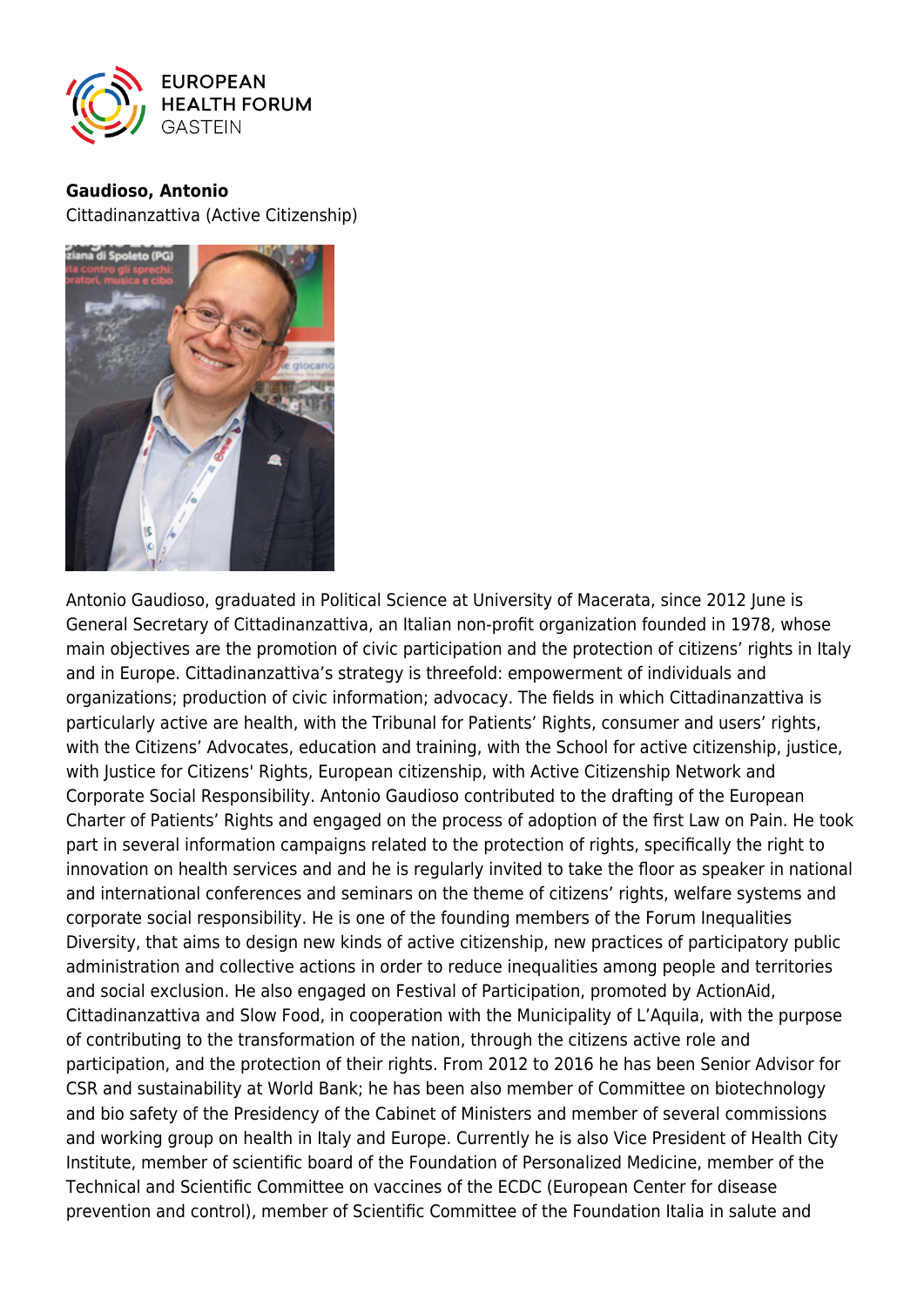**Gaudioso, Antonio**
Cittadinanzattiva (Active Citizenship)

Antonio Gaudioso, graduated in Political Science at University of Macerata, since 2012 June is General Secretary of Cittadinanzattiva, an Italian non-profit organization founded in 1978, whose main objectives are the promotion of civic participation and the protection of citizens' rights in Italy and in Europe. Cittadinanzattiva's strategy is threefold: empowerment of individuals and organizations; production of civic information; advocacy. The fields in which Cittadinanzattiva is particularly active are health, with the Tribunal for Patients' Rights, consumer and users' rights, with the Citizens' Advocates, education and training, with the School for active citizenship, justice, with Justice for Citizens' Rights, European citizenship, with Active Citizenship Network and Corporate Social Responsibility. Antonio Gaudioso contributed to the drafting of the European Charter of Patients' Rights and engaged on the process of adoption of the first Law on Pain. He took part in several information campaigns related to the protection of rights, specifically the right to innovation on health services and and he is regularly invited to take the floor as speaker in national and international conferences and seminars on the theme of citizens' rights, welfare systems and corporate social responsibility. He is one of the founding members of the Forum Inequalities Diversity, that aims to design new kinds of active citizenship, new practices of participatory public administration and collective actions in order to reduce inequalities among people and territories and social exclusion. He also engaged on Festival of Participation, promoted by ActionAid, Cittadinanzattiva and Slow Food, in cooperation with the Municipality of L'Aquila, with the purpose of contributing to the transformation of the nation, through the citizens active role and participation, and the protection of their rights. From 2012 to 2016 he has been Senior Advisor for CSR and sustainability at World Bank; he has been also member of Committee on biotechnology and bio safety of the Presidency of the Cabinet of Ministers and member of several commissions and working group on health in Italy and Europe. Currently he is also Vice President of Health City Institute, member of scientific board of the Foundation of Personalized Medicine, member of the Technical and Scientific Committee on vaccines of the ECDC (European Center for disease prevention and control), member of Scientific Committee of the Foundation Italia in salute and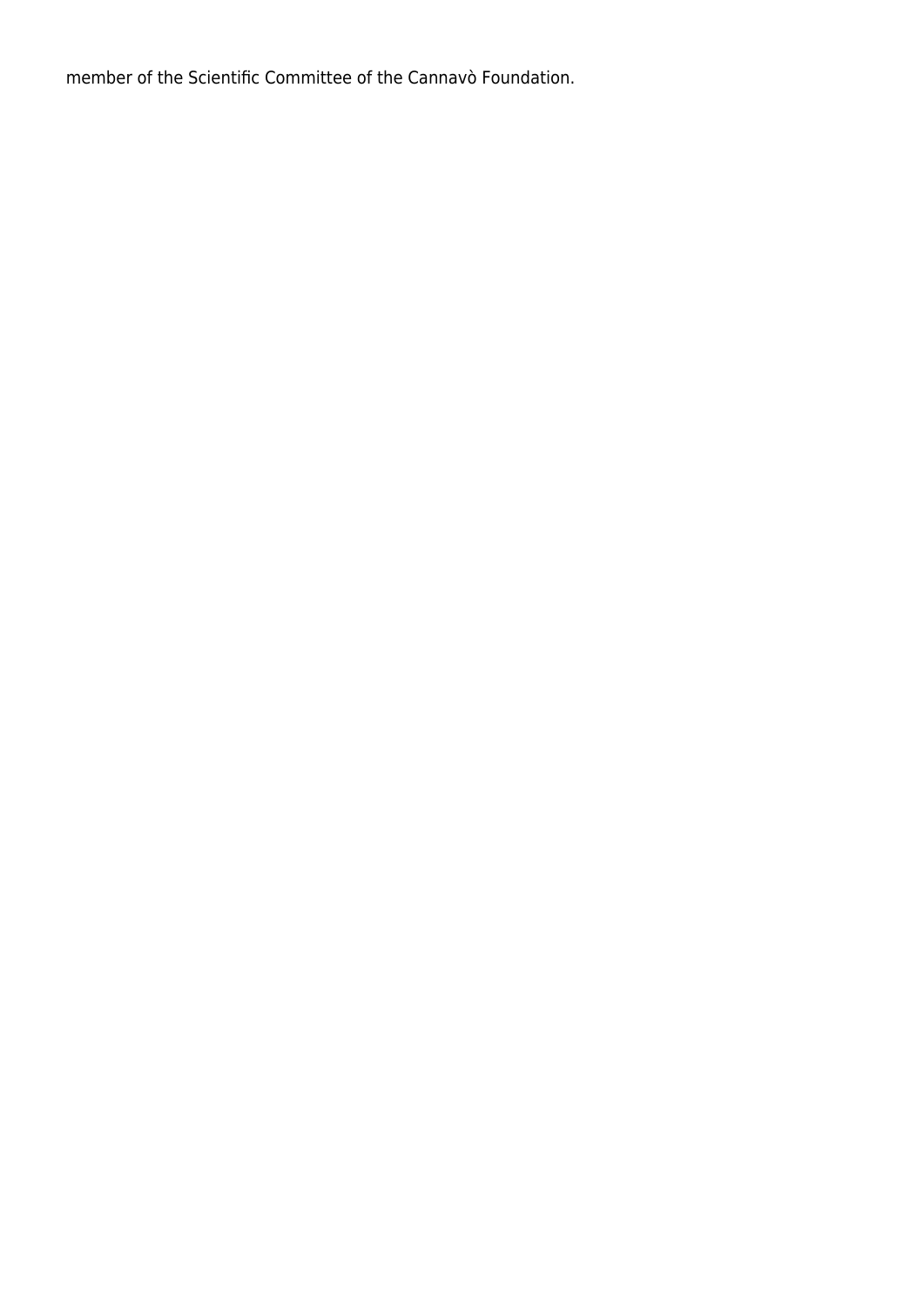member of the Scientific Committee of the Cannavò Foundation.